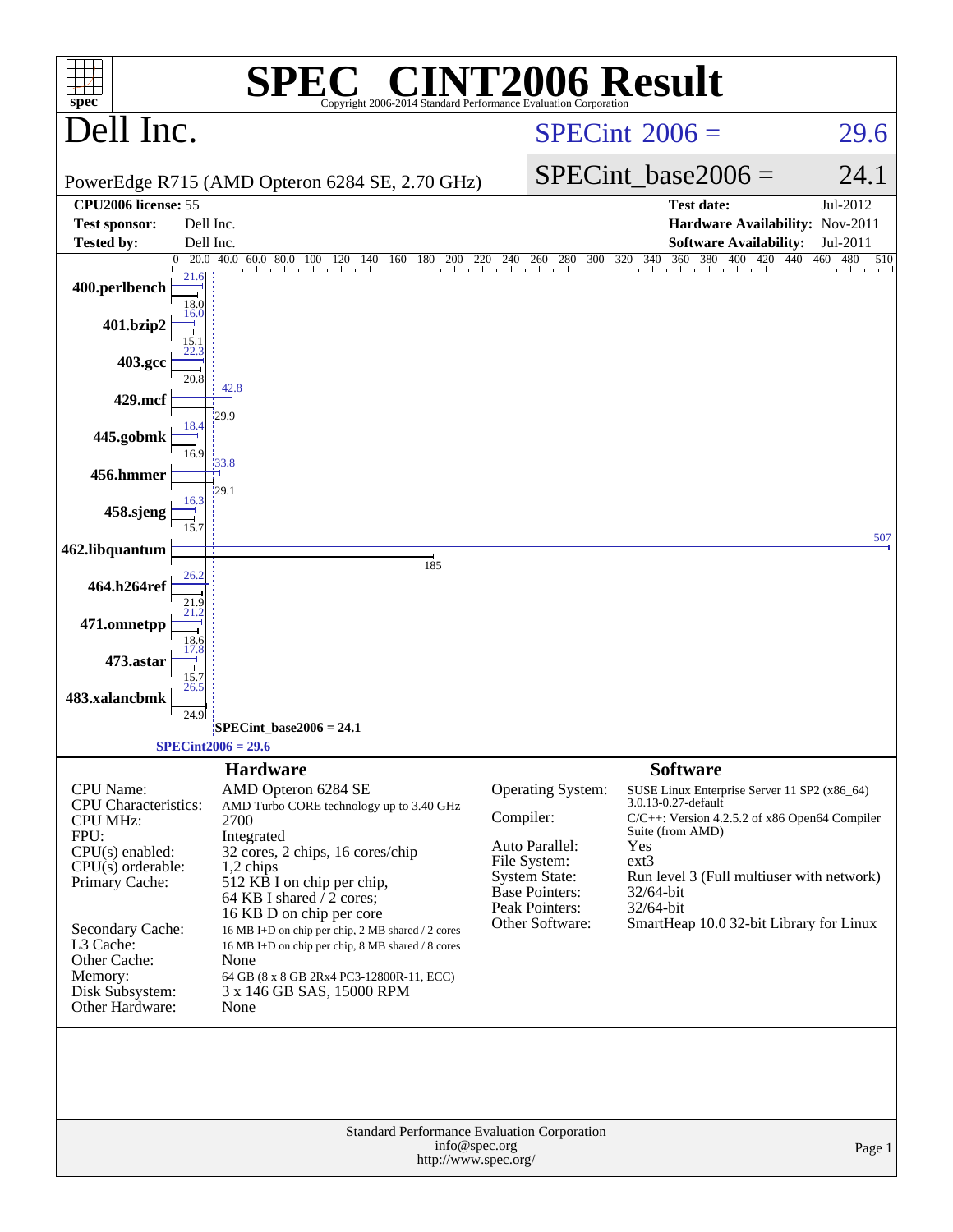# SPEC® CINT2006 Result

Copyright 2006-2014 Standard Performance Evaluation Corporation

## Dell Inc.

PowerEdge R715 (AMD Opteron 6284 SE, 2.70 GHz)

SPECint 2006 = 29.6

SPECint_base2006 = 24.1

| | | | |
|---|---|---|---|
| **CPU2006 license:** | 55 | **Test date:** | Jul-2012 |
| **Test sponsor:** | Dell Inc. | **Hardware Availability:** | Nov-2011 |
| **Tested by:** | Dell Inc. | **Software Availability:** | Jul-2011 |

| Benchmark | Base | Peak |
|---|---|---|
| 400.perlbench | 18.0 | 21.6 |
| 401.bzip2 | 15.1 | 16.0 |
| 403.gcc | 20.8 | 22.3 |
| 429.mcf | 29.9 | 42.8 |
| 445.gobmk | 16.9 | 18.4 |
| 456.hmmer | 29.1 | 33.8 |
| 458.sjeng | 15.7 | 16.3 |
| 462.libquantum | 185 | 507 |
| 464.h264ref | 21.9 | 26.2 |
| 471.omnetpp | 18.6 | 21.2 |
| 473.astar | 15.7 | 17.8 |
| 483.xalancbmk | 24.9 | 26.5 |

SPECint_base2006 = 24.1

SPECint2006 = 29.6

## Hardware

| | |
|---|---|
| CPU Name: | AMD Opteron 6284 SE |
| CPU Characteristics: | AMD Turbo CORE technology up to 3.40 GHz |
| CPU MHz: | 2700 |
| FPU: | Integrated |
| CPU(s) enabled: | 32 cores, 2 chips, 16 cores/chip |
| CPU(s) orderable: | 1,2 chips |
| Primary Cache: | 512 KB I on chip per chip, 64 KB I shared / 2 cores; 16 KB D on chip per core |
| Secondary Cache: | 16 MB I+D on chip per chip, 2 MB shared / 2 cores |
| L3 Cache: | 16 MB I+D on chip per chip, 8 MB shared / 8 cores |
| Other Cache: | None |
| Memory: | 64 GB (8 x 8 GB 2Rx4 PC3-12800R-11, ECC) |
| Disk Subsystem: | 3 x 146 GB SAS, 15000 RPM |
| Other Hardware: | None |

## Software

| | |
|---|---|
| Operating System: | SUSE Linux Enterprise Server 11 SP2 (x86_64) 3.0.13-0.27-default |
| Compiler: | C/C++: Version 4.2.5.2 of x86 Open64 Compiler Suite (from AMD) |
| Auto Parallel: | Yes |
| File System: | ext3 |
| System State: | Run level 3 (Full multiuser with network) |
| Base Pointers: | 32/64-bit |
| Peak Pointers: | 32/64-bit |
| Other Software: | SmartHeap 10.0 32-bit Library for Linux |

Standard Performance Evaluation Corporation
info@spec.org
http://www.spec.org/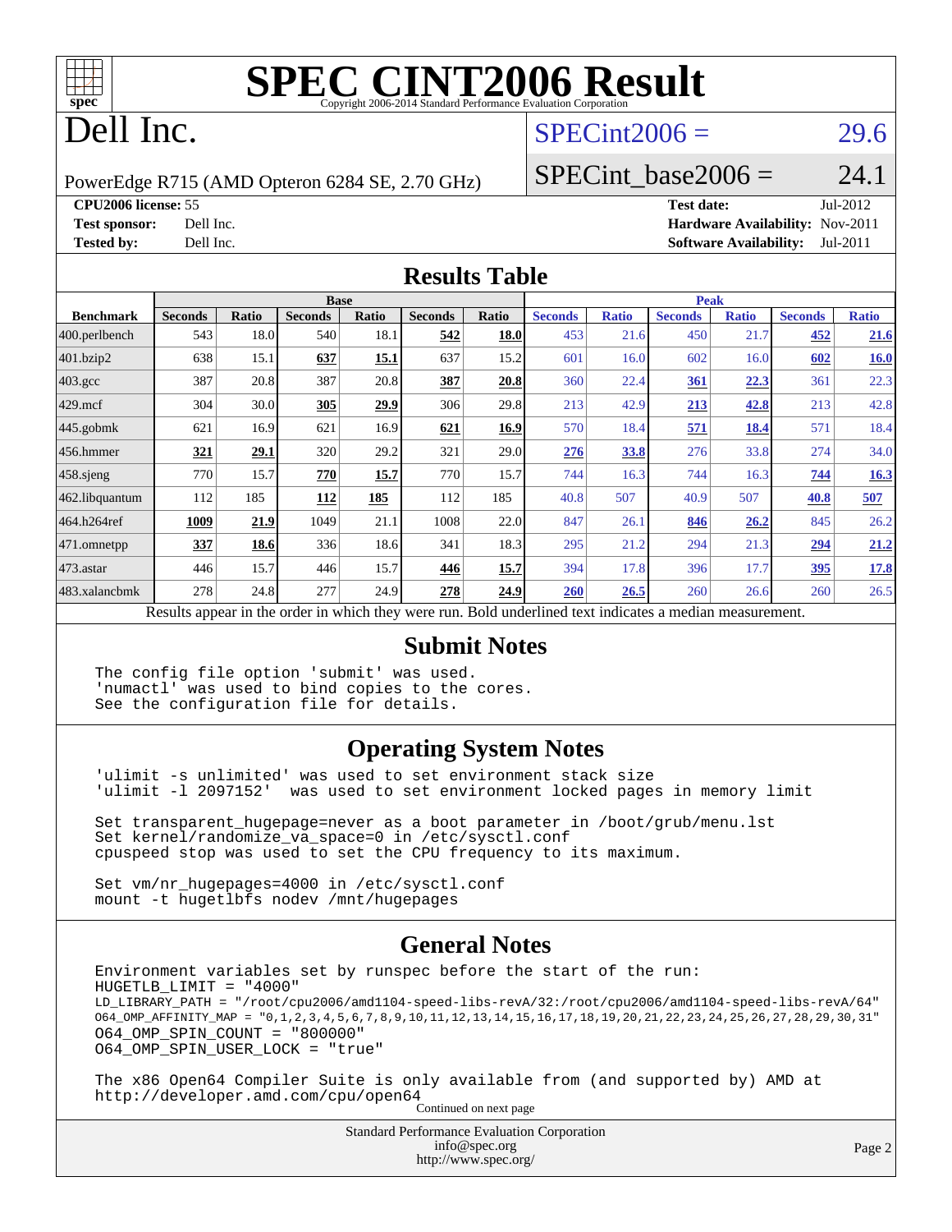# SPEC CINT2006 Result

Copyright 2006-2014 Standard Performance Evaluation Corporation

# Dell Inc.

PowerEdge R715 (AMD Opteron 6284 SE, 2.70 GHz)

SPECint2006 = 29.6

SPECint_base2006 = 24.1

**CPU2006 license:** 55
**Test sponsor:** Dell Inc.
**Tested by:** Dell Inc.

**Test date:** Jul-2012
**Hardware Availability:** Nov-2011
**Software Availability:** Jul-2011

## Results Table

| Benchmark | Base | | | | | | Peak | | | | | |
|---|---|---|---|---|---|---|---|---|---|---|---|---|
| | Seconds | Ratio | Seconds | Ratio | Seconds | Ratio | Seconds | Ratio | Seconds | Ratio | Seconds | Ratio |
| 400.perlbench | 543 | 18.0 | 540 | 18.1 | **542** | **18.0** | 453 | 21.6 | 450 | 21.7 | **452** | **21.6** |
| 401.bzip2 | 638 | 15.1 | **637** | **15.1** | 637 | 15.2 | 601 | 16.0 | 602 | 16.0 | **602** | **16.0** |
| 403.gcc | 387 | 20.8 | 387 | 20.8 | **387** | **20.8** | 360 | 22.4 | **361** | **22.3** | 361 | 22.3 |
| 429.mcf | 304 | 30.0 | **305** | **29.9** | 306 | 29.8 | 213 | 42.9 | **213** | **42.8** | 213 | 42.8 |
| 445.gobmk | 621 | 16.9 | 621 | 16.9 | **621** | **16.9** | 570 | 18.4 | **571** | **18.4** | 571 | 18.4 |
| 456.hmmer | **321** | **29.1** | 320 | 29.2 | 321 | 29.0 | **276** | **33.8** | 276 | 33.8 | 274 | 34.0 |
| 458.sjeng | 770 | 15.7 | **770** | **15.7** | 770 | 15.7 | 744 | 16.3 | 744 | 16.3 | **744** | **16.3** |
| 462.libquantum | 112 | 185 | **112** | **185** | 112 | 185 | 40.8 | 507 | 40.9 | 507 | **40.8** | **507** |
| 464.h264ref | **1009** | **21.9** | 1049 | 21.1 | 1008 | 22.0 | 847 | 26.1 | **846** | **26.2** | 845 | 26.2 |
| 471.omnetpp | **337** | **18.6** | 336 | 18.6 | 341 | 18.3 | 295 | 21.2 | 294 | 21.3 | **294** | **21.2** |
| 473.astar | 446 | 15.7 | 446 | 15.7 | **446** | **15.7** | 394 | 17.8 | 396 | 17.7 | **395** | **17.8** |
| 483.xalancbmk | 278 | 24.8 | 277 | 24.9 | **278** | **24.9** | **260** | **26.5** | 260 | 26.6 | 260 | 26.5 |

Results appear in the order in which they were run. Bold underlined text indicates a median measurement.

## Submit Notes

```
The config file option 'submit' was used.
'numactl' was used to bind copies to the cores.
See the configuration file for details.
```

## Operating System Notes

```
'ulimit -s unlimited' was used to set environment stack size
'ulimit -l 2097152'  was used to set environment locked pages in memory limit

Set transparent_hugepage=never as a boot parameter in /boot/grub/menu.lst
Set kernel/randomize_va_space=0 in /etc/sysctl.conf
cpuspeed stop was used to set the CPU frequency to its maximum.

Set vm/nr_hugepages=4000 in /etc/sysctl.conf
mount -t hugetlbfs nodev /mnt/hugepages
```

## General Notes

```
Environment variables set by runspec before the start of the run:
HUGETLB_LIMIT = "4000"
LD_LIBRARY_PATH = "/root/cpu2006/amd1104-speed-libs-revA/32:/root/cpu2006/amd1104-speed-libs-revA/64"
O64_OMP_AFFINITY_MAP = "0,1,2,3,4,5,6,7,8,9,10,11,12,13,14,15,16,17,18,19,20,21,22,23,24,25,26,27,28,29,30,31"
O64_OMP_SPIN_COUNT = "800000"
O64_OMP_SPIN_USER_LOCK = "true"

The x86 Open64 Compiler Suite is only available from (and supported by) AMD at
http://developer.amd.com/cpu/open64
```

Continued on next page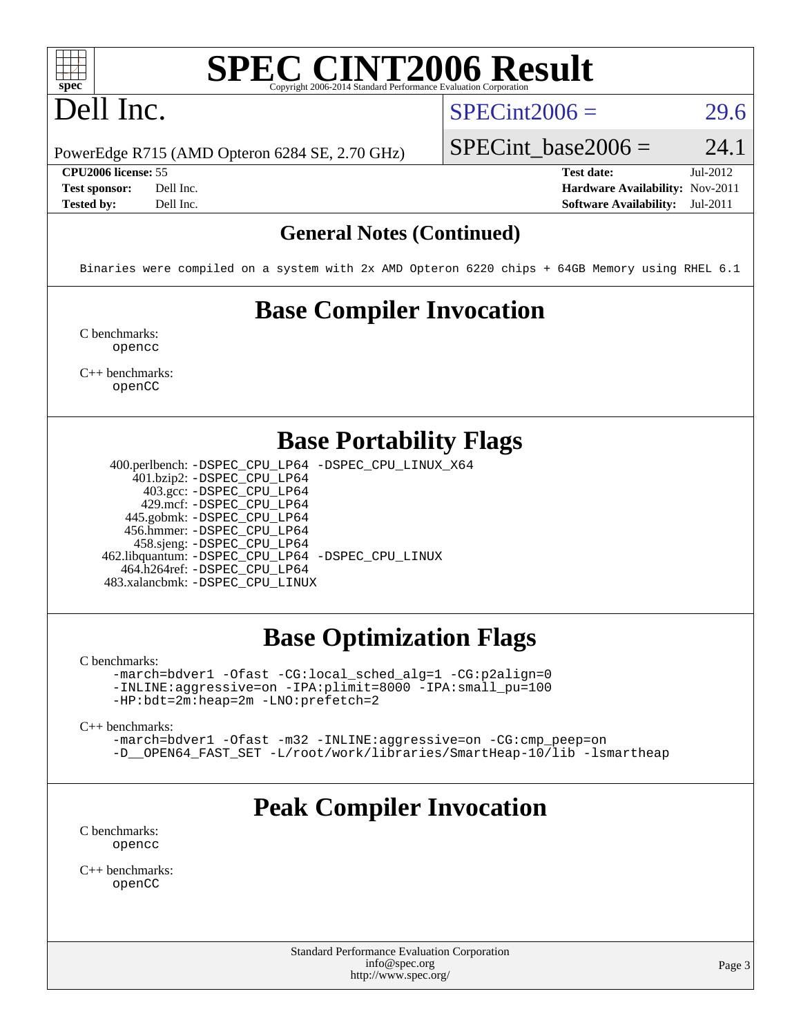# SPEC CINT2006 Result

## Dell Inc.

PowerEdge R715 (AMD Opteron 6284 SE, 2.70 GHz)

SPECint2006 = 29.6

SPECint_base2006 = 24.1

**CPU2006 license:** 55
**Test sponsor:** Dell Inc.
**Tested by:** Dell Inc.

**Test date:** Jul-2012
**Hardware Availability:** Nov-2011
**Software Availability:** Jul-2011

### General Notes (Continued)

```
Binaries were compiled on a system with 2x AMD Opteron 6220 chips + 64GB Memory using RHEL 6.1
```

## Base Compiler Invocation

C benchmarks:
```
opencc
```

C++ benchmarks:
```
openCC
```

## Base Portability Flags

```
400.perlbench: -DSPEC_CPU_LP64 -DSPEC_CPU_LINUX_X64
   401.bzip2: -DSPEC_CPU_LP64
     403.gcc: -DSPEC_CPU_LP64
     429.mcf: -DSPEC_CPU_LP64
   445.gobmk: -DSPEC_CPU_LP64
   456.hmmer: -DSPEC_CPU_LP64
   458.sjeng: -DSPEC_CPU_LP64
462.libquantum: -DSPEC_CPU_LP64 -DSPEC_CPU_LINUX
  464.h264ref: -DSPEC_CPU_LP64
483.xalancbmk: -DSPEC_CPU_LINUX
```

## Base Optimization Flags

C benchmarks:
```
-march=bdver1 -Ofast -CG:local_sched_alg=1 -CG:p2align=0
-INLINE:aggressive=on -IPA:plimit=8000 -IPA:small_pu=100
-HP:bdt=2m:heap=2m -LNO:prefetch=2
```

C++ benchmarks:
```
-march=bdver1 -Ofast -m32 -INLINE:aggressive=on -CG:cmp_peep=on
-D__OPEN64_FAST_SET -L/root/work/libraries/SmartHeap-10/lib -lsmartheap
```

## Peak Compiler Invocation

C benchmarks:
```
opencc
```

C++ benchmarks:
```
openCC
```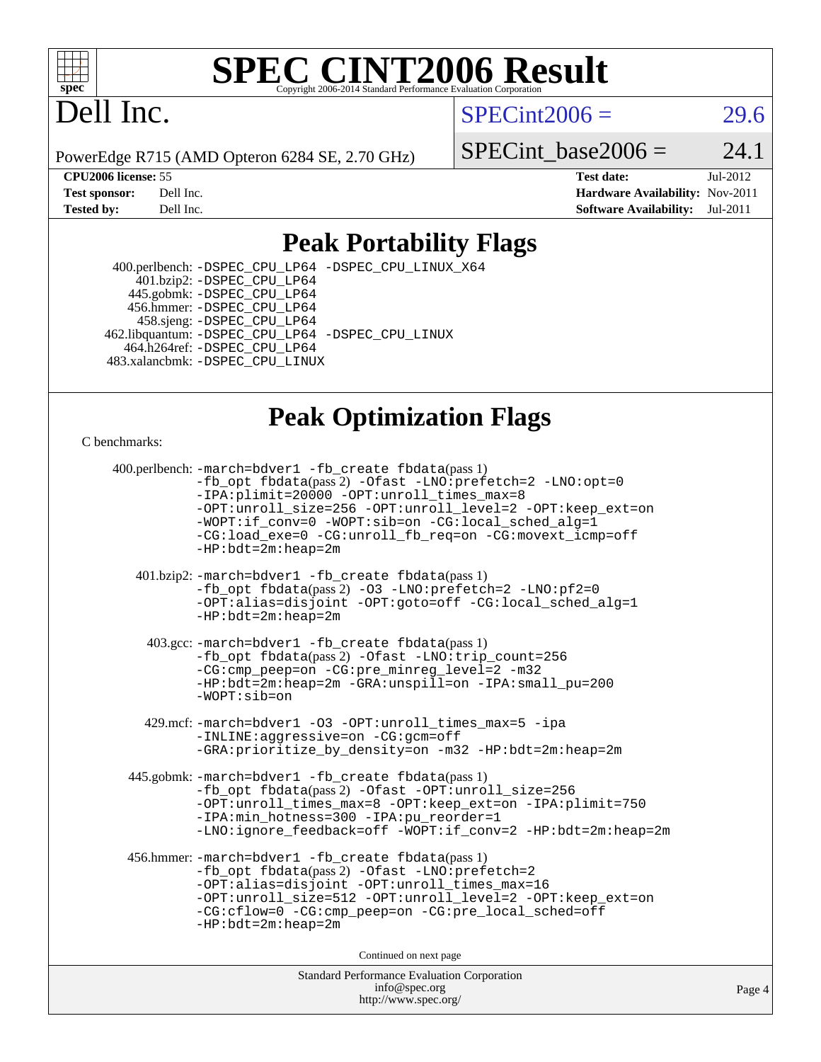# SPEC CINT2006 Result

Copyright 2006-2014 Standard Performance Evaluation Corporation

## Dell Inc.

PowerEdge R715 (AMD Opteron 6284 SE, 2.70 GHz)

SPECint2006 = 29.6

SPECint_base2006 = 24.1

| | | | |
|---|---|---|---|
| **CPU2006 license:** | 55 | **Test date:** | Jul-2012 |
| **Test sponsor:** | Dell Inc. | **Hardware Availability:** | Nov-2011 |
| **Tested by:** | Dell Inc. | **Software Availability:** | Jul-2011 |

## Peak Portability Flags

400.perlbench: -DSPEC_CPU_LP64 -DSPEC_CPU_LINUX_X64
401.bzip2: -DSPEC_CPU_LP64
445.gobmk: -DSPEC_CPU_LP64
456.hmmer: -DSPEC_CPU_LP64
458.sjeng: -DSPEC_CPU_LP64
462.libquantum: -DSPEC_CPU_LP64 -DSPEC_CPU_LINUX
464.h264ref: -DSPEC_CPU_LP64
483.xalancbmk: -DSPEC_CPU_LINUX

## Peak Optimization Flags

C benchmarks:

400.perlbench: -march=bdver1 -fb_create fbdata(pass 1) -fb_opt fbdata(pass 2) -Ofast -LNO:prefetch=2 -LNO:opt=0 -IPA:plimit=20000 -OPT:unroll_times_max=8 -OPT:unroll_size=256 -OPT:unroll_level=2 -OPT:keep_ext=on -WOPT:if_conv=0 -WOPT:sib=on -CG:local_sched_alg=1 -CG:load_exe=0 -CG:unroll_fb_req=on -CG:movext_icmp=off -HP:bdt=2m:heap=2m

401.bzip2: -march=bdver1 -fb_create fbdata(pass 1) -fb_opt fbdata(pass 2) -O3 -LNO:prefetch=2 -LNO:pf2=0 -OPT:alias=disjoint -OPT:goto=off -CG:local_sched_alg=1 -HP:bdt=2m:heap=2m

403.gcc: -march=bdver1 -fb_create fbdata(pass 1) -fb_opt fbdata(pass 2) -Ofast -LNO:trip_count=256 -CG:cmp_peep=on -CG:pre_minreg_level=2 -m32 -HP:bdt=2m:heap=2m -GRA:unspill=on -IPA:small_pu=200 -WOPT:sib=on

429.mcf: -march=bdver1 -O3 -OPT:unroll_times_max=5 -ipa -INLINE:aggressive=on -CG:gcm=off -GRA:prioritize_by_density=on -m32 -HP:bdt=2m:heap=2m

445.gobmk: -march=bdver1 -fb_create fbdata(pass 1) -fb_opt fbdata(pass 2) -Ofast -OPT:unroll_size=256 -OPT:unroll_times_max=8 -OPT:keep_ext=on -IPA:plimit=750 -IPA:min_hotness=300 -IPA:pu_reorder=1 -LNO:ignore_feedback=off -WOPT:if_conv=2 -HP:bdt=2m:heap=2m

456.hmmer: -march=bdver1 -fb_create fbdata(pass 1) -fb_opt fbdata(pass 2) -Ofast -LNO:prefetch=2 -OPT:alias=disjoint -OPT:unroll_times_max=16 -OPT:unroll_size=512 -OPT:unroll_level=2 -OPT:keep_ext=on -CG:cflow=0 -CG:cmp_peep=on -CG:pre_local_sched=off -HP:bdt=2m:heap=2m

Continued on next page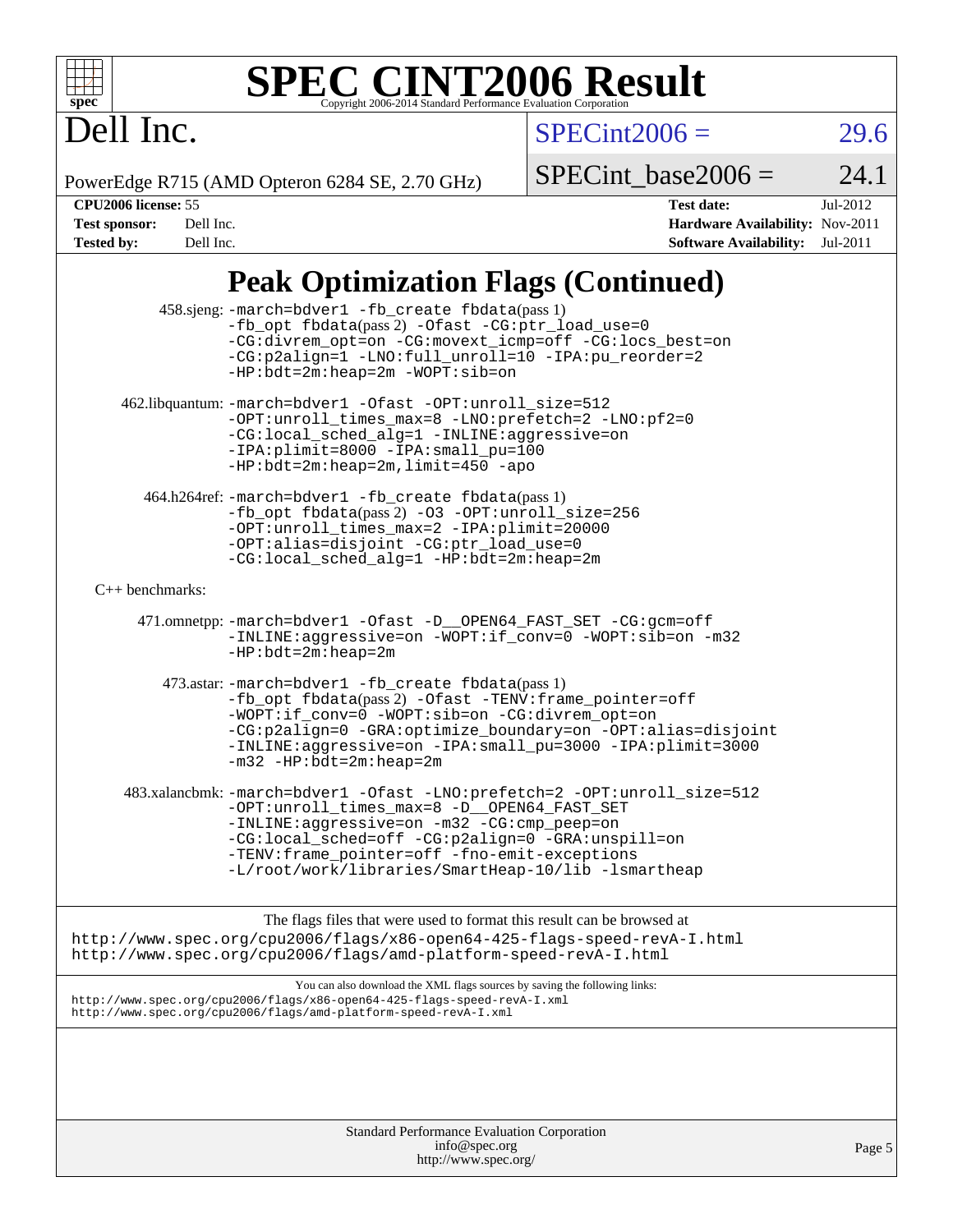# SPEC CINT2006 Result

Copyright 2006-2014 Standard Performance Evaluation Corporation

# Dell Inc.

PowerEdge R715 (AMD Opteron 6284 SE, 2.70 GHz)

SPECint2006 = 29.6

SPECint_base2006 = 24.1

**CPU2006 license:** 55
**Test sponsor:** Dell Inc.
**Tested by:** Dell Inc.

**Test date:** Jul-2012
**Hardware Availability:** Nov-2011
**Software Availability:** Jul-2011

## Peak Optimization Flags (Continued)

458.sjeng: -march=bdver1 -fb_create fbdata(pass 1) -fb_opt fbdata(pass 2) -Ofast -CG:ptr_load_use=0 -CG:divrem_opt=on -CG:movext_icmp=off -CG:locs_best=on -CG:p2align=1 -LNO:full_unroll=10 -IPA:pu_reorder=2 -HP:bdt=2m:heap=2m -WOPT:sib=on

462.libquantum: -march=bdver1 -Ofast -OPT:unroll_size=512 -OPT:unroll_times_max=8 -LNO:prefetch=2 -LNO:pf2=0 -CG:local_sched_alg=1 -INLINE:aggressive=on -IPA:plimit=8000 -IPA:small_pu=100 -HP:bdt=2m:heap=2m,limit=450 -apo

464.h264ref: -march=bdver1 -fb_create fbdata(pass 1) -fb_opt fbdata(pass 2) -O3 -OPT:unroll_size=256 -OPT:unroll_times_max=2 -IPA:plimit=20000 -OPT:alias=disjoint -CG:ptr_load_use=0 -CG:local_sched_alg=1 -HP:bdt=2m:heap=2m

C++ benchmarks:

471.omnetpp: -march=bdver1 -Ofast -D__OPEN64_FAST_SET -CG:gcm=off -INLINE:aggressive=on -WOPT:if_conv=0 -WOPT:sib=on -m32 -HP:bdt=2m:heap=2m

473.astar: -march=bdver1 -fb_create fbdata(pass 1) -fb_opt fbdata(pass 2) -Ofast -TENV:frame_pointer=off -WOPT:if_conv=0 -WOPT:sib=on -CG:divrem_opt=on -CG:p2align=0 -GRA:optimize_boundary=on -OPT:alias=disjoint -INLINE:aggressive=on -IPA:small_pu=3000 -IPA:plimit=3000 -m32 -HP:bdt=2m:heap=2m

483.xalancbmk: -march=bdver1 -Ofast -LNO:prefetch=2 -OPT:unroll_size=512 -OPT:unroll_times_max=8 -D__OPEN64_FAST_SET -INLINE:aggressive=on -m32 -CG:cmp_peep=on -CG:local_sched=off -CG:p2align=0 -GRA:unspill=on -TENV:frame_pointer=off -fno-emit-exceptions -L/root/work/libraries/SmartHeap-10/lib -lsmartheap

The flags files that were used to format this result can be browsed at
http://www.spec.org/cpu2006/flags/x86-open64-425-flags-speed-revA-I.html
http://www.spec.org/cpu2006/flags/amd-platform-speed-revA-I.html

You can also download the XML flags sources by saving the following links:
http://www.spec.org/cpu2006/flags/x86-open64-425-flags-speed-revA-I.xml
http://www.spec.org/cpu2006/flags/amd-platform-speed-revA-I.xml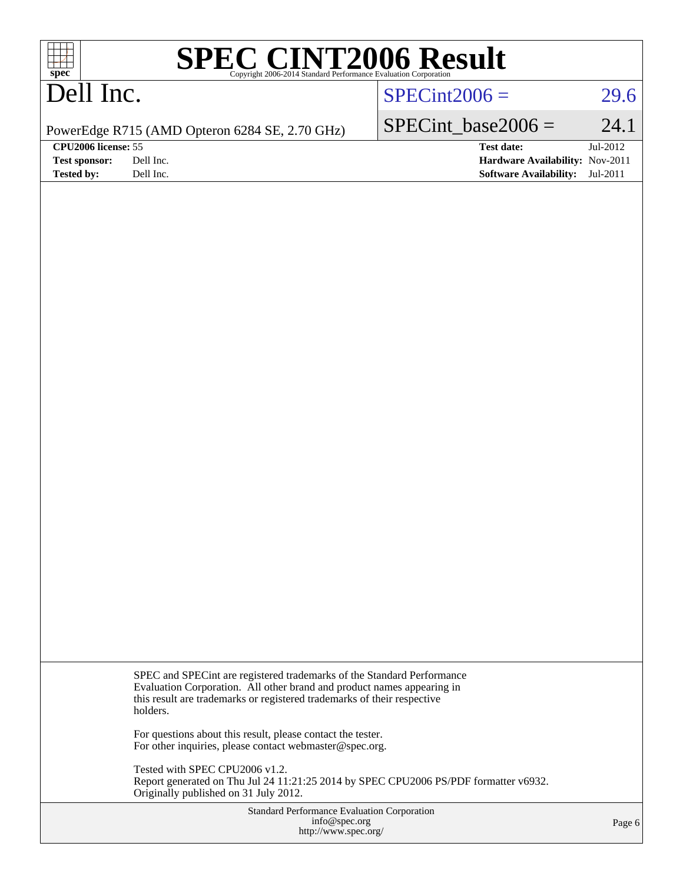# SPEC CINT2006 Result

Copyright 2006-2014 Standard Performance Evaluation Corporation

## Dell Inc.

PowerEdge R715 (AMD Opteron 6284 SE, 2.70 GHz)

SPECint2006 = 29.6

SPECint_base2006 = 24.1

**CPU2006 license:** 55
**Test sponsor:** Dell Inc.
**Tested by:** Dell Inc.

**Test date:** Jul-2012
**Hardware Availability:** Nov-2011
**Software Availability:** Jul-2011

SPEC and SPECint are registered trademarks of the Standard Performance Evaluation Corporation. All other brand and product names appearing in this result are trademarks or registered trademarks of their respective holders.

For questions about this result, please contact the tester.
For other inquiries, please contact webmaster@spec.org.

Tested with SPEC CPU2006 v1.2.
Report generated on Thu Jul 24 11:21:25 2014 by SPEC CPU2006 PS/PDF formatter v6932.
Originally published on 31 July 2012.

Standard Performance Evaluation Corporation
info@spec.org
http://www.spec.org/